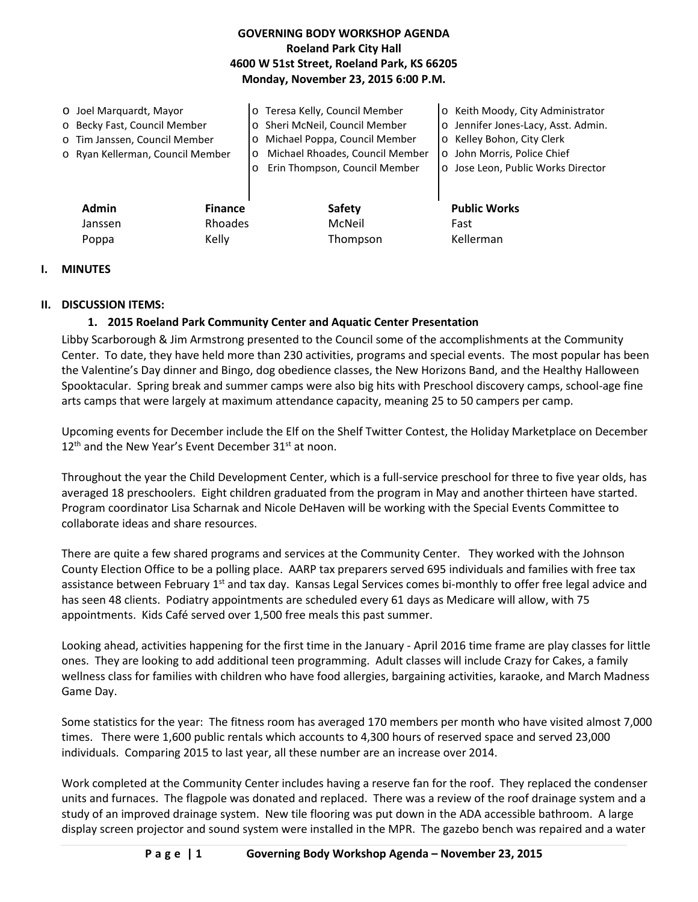**GOVERNING BODY WORKSHOP AGENDA**
**Roeland Park City Hall**
**4600 W 51st Street, Roeland Park, KS 66205**
**Monday, November 23, 2015 6:00 P.M.**

- o Joel Marquardt, Mayor
- o Becky Fast, Council Member
- o Tim Janssen, Council Member
- o Ryan Kellerman, Council Member
- o Teresa Kelly, Council Member
- o Sheri McNeil, Council Member
- o Michael Poppa, Council Member
- o Michael Rhoades, Council Member
- o Erin Thompson, Council Member
- o Keith Moody, City Administrator
- o Jennifer Jones-Lacy, Asst. Admin.
- o Kelley Bohon, City Clerk
- o John Morris, Police Chief
- o Jose Leon, Public Works Director

| Admin | Finance | Safety | Public Works |
|---|---|---|---|
| Janssen | Rhoades | McNeil | Fast |
| Poppa | Kelly | Thompson | Kellerman |

## I. MINUTES

## II. DISCUSSION ITEMS:

### 1. 2015 Roeland Park Community Center and Aquatic Center Presentation

Libby Scarborough & Jim Armstrong presented to the Council some of the accomplishments at the Community Center. To date, they have held more than 230 activities, programs and special events. The most popular has been the Valentine's Day dinner and Bingo, dog obedience classes, the New Horizons Band, and the Healthy Halloween Spooktacular. Spring break and summer camps were also big hits with Preschool discovery camps, school-age fine arts camps that were largely at maximum attendance capacity, meaning 25 to 50 campers per camp.

Upcoming events for December include the Elf on the Shelf Twitter Contest, the Holiday Marketplace on December 12th and the New Year's Event December 31st at noon.

Throughout the year the Child Development Center, which is a full-service preschool for three to five year olds, has averaged 18 preschoolers. Eight children graduated from the program in May and another thirteen have started. Program coordinator Lisa Scharnak and Nicole DeHaven will be working with the Special Events Committee to collaborate ideas and share resources.

There are quite a few shared programs and services at the Community Center. They worked with the Johnson County Election Office to be a polling place. AARP tax preparers served 695 individuals and families with free tax assistance between February 1st and tax day. Kansas Legal Services comes bi-monthly to offer free legal advice and has seen 48 clients. Podiatry appointments are scheduled every 61 days as Medicare will allow, with 75 appointments. Kids Café served over 1,500 free meals this past summer.

Looking ahead, activities happening for the first time in the January - April 2016 time frame are play classes for little ones. They are looking to add additional teen programming. Adult classes will include Crazy for Cakes, a family wellness class for families with children who have food allergies, bargaining activities, karaoke, and March Madness Game Day.

Some statistics for the year: The fitness room has averaged 170 members per month who have visited almost 7,000 times. There were 1,600 public rentals which accounts to 4,300 hours of reserved space and served 23,000 individuals. Comparing 2015 to last year, all these number are an increase over 2014.

Work completed at the Community Center includes having a reserve fan for the roof. They replaced the condenser units and furnaces. The flagpole was donated and replaced. There was a review of the roof drainage system and a study of an improved drainage system. New tile flooring was put down in the ADA accessible bathroom. A large display screen projector and sound system were installed in the MPR. The gazebo bench was repaired and a water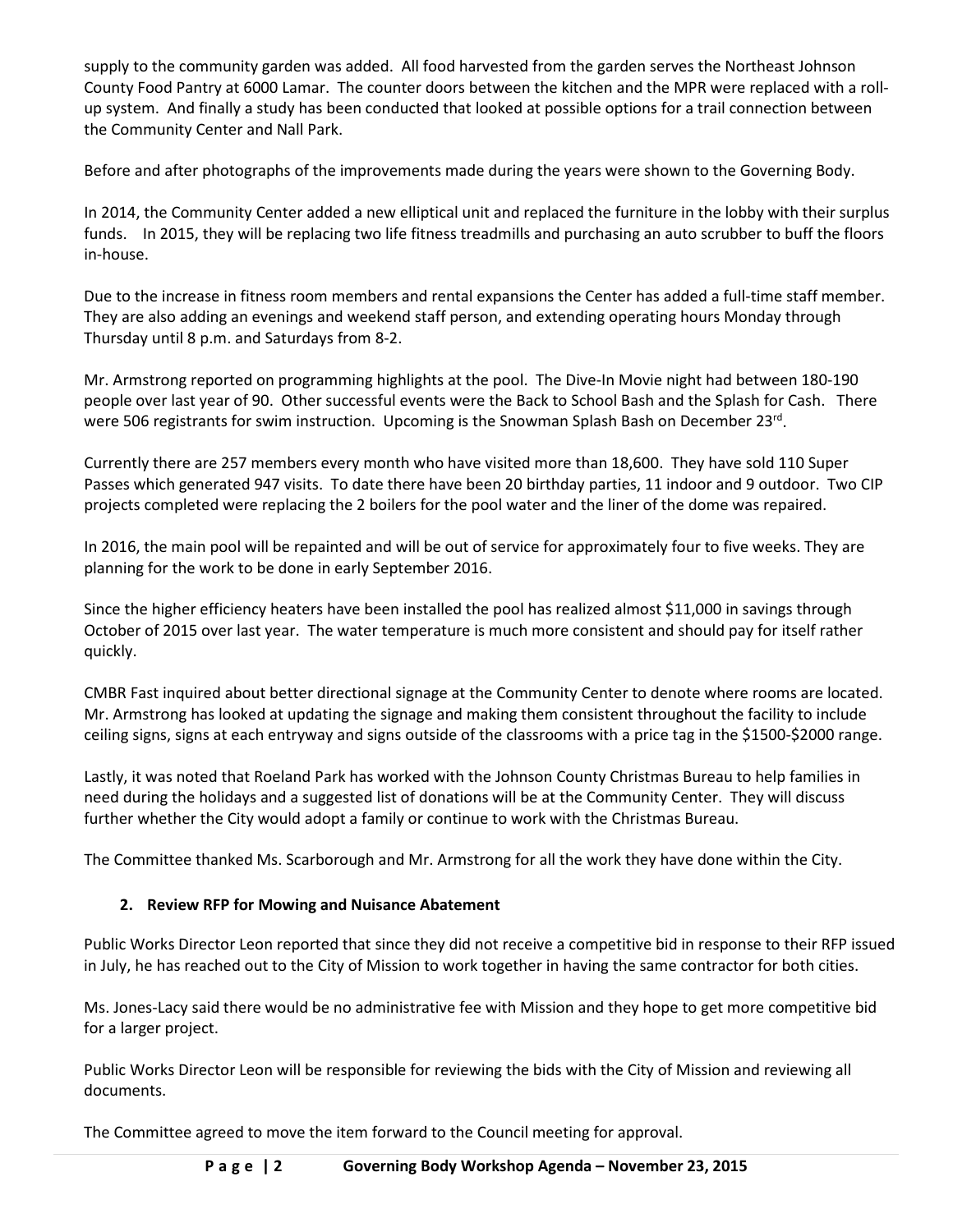supply to the community garden was added. All food harvested from the garden serves the Northeast Johnson County Food Pantry at 6000 Lamar. The counter doors between the kitchen and the MPR were replaced with a roll-up system. And finally a study has been conducted that looked at possible options for a trail connection between the Community Center and Nall Park.

Before and after photographs of the improvements made during the years were shown to the Governing Body.

In 2014, the Community Center added a new elliptical unit and replaced the furniture in the lobby with their surplus funds. In 2015, they will be replacing two life fitness treadmills and purchasing an auto scrubber to buff the floors in-house.

Due to the increase in fitness room members and rental expansions the Center has added a full-time staff member. They are also adding an evenings and weekend staff person, and extending operating hours Monday through Thursday until 8 p.m. and Saturdays from 8-2.

Mr. Armstrong reported on programming highlights at the pool. The Dive-In Movie night had between 180-190 people over last year of 90. Other successful events were the Back to School Bash and the Splash for Cash. There were 506 registrants for swim instruction. Upcoming is the Snowman Splash Bash on December 23rd.

Currently there are 257 members every month who have visited more than 18,600. They have sold 110 Super Passes which generated 947 visits. To date there have been 20 birthday parties, 11 indoor and 9 outdoor. Two CIP projects completed were replacing the 2 boilers for the pool water and the liner of the dome was repaired.

In 2016, the main pool will be repainted and will be out of service for approximately four to five weeks. They are planning for the work to be done in early September 2016.

Since the higher efficiency heaters have been installed the pool has realized almost $11,000 in savings through October of 2015 over last year. The water temperature is much more consistent and should pay for itself rather quickly.

CMBR Fast inquired about better directional signage at the Community Center to denote where rooms are located. Mr. Armstrong has looked at updating the signage and making them consistent throughout the facility to include ceiling signs, signs at each entryway and signs outside of the classrooms with a price tag in the $1500-$2000 range.

Lastly, it was noted that Roeland Park has worked with the Johnson County Christmas Bureau to help families in need during the holidays and a suggested list of donations will be at the Community Center. They will discuss further whether the City would adopt a family or continue to work with the Christmas Bureau.

The Committee thanked Ms. Scarborough and Mr. Armstrong for all the work they have done within the City.

**2. Review RFP for Mowing and Nuisance Abatement**

Public Works Director Leon reported that since they did not receive a competitive bid in response to their RFP issued in July, he has reached out to the City of Mission to work together in having the same contractor for both cities.

Ms. Jones-Lacy said there would be no administrative fee with Mission and they hope to get more competitive bid for a larger project.

Public Works Director Leon will be responsible for reviewing the bids with the City of Mission and reviewing all documents.

The Committee agreed to move the item forward to the Council meeting for approval.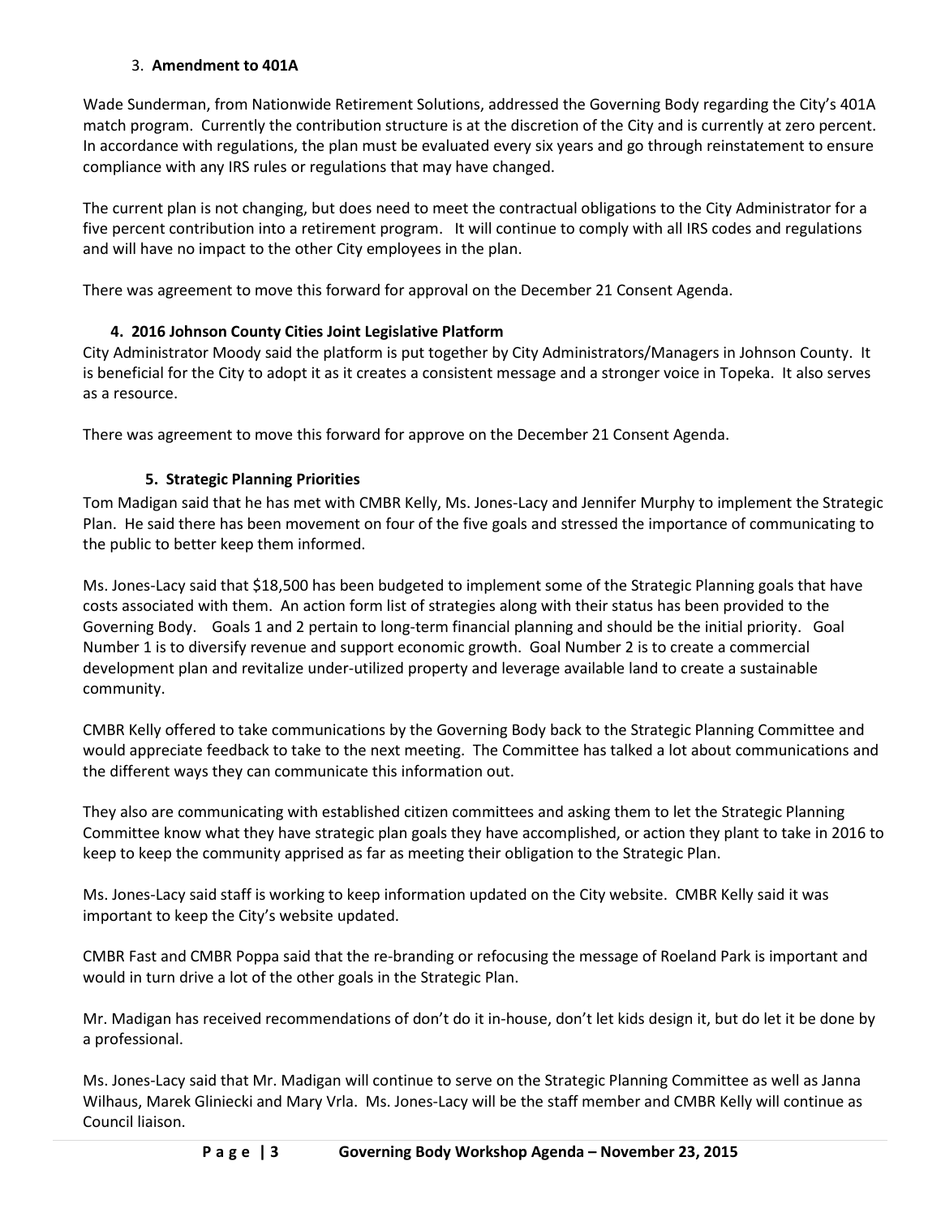### 3. **Amendment to 401A**

Wade Sunderman, from Nationwide Retirement Solutions, addressed the Governing Body regarding the City's 401A match program. Currently the contribution structure is at the discretion of the City and is currently at zero percent. In accordance with regulations, the plan must be evaluated every six years and go through reinstatement to ensure compliance with any IRS rules or regulations that may have changed.

The current plan is not changing, but does need to meet the contractual obligations to the City Administrator for a five percent contribution into a retirement program. It will continue to comply with all IRS codes and regulations and will have no impact to the other City employees in the plan.

There was agreement to move this forward for approval on the December 21 Consent Agenda.

### 4. 2016 Johnson County Cities Joint Legislative Platform

City Administrator Moody said the platform is put together by City Administrators/Managers in Johnson County. It is beneficial for the City to adopt it as it creates a consistent message and a stronger voice in Topeka. It also serves as a resource.

There was agreement to move this forward for approve on the December 21 Consent Agenda.

### 5. Strategic Planning Priorities

Tom Madigan said that he has met with CMBR Kelly, Ms. Jones-Lacy and Jennifer Murphy to implement the Strategic Plan. He said there has been movement on four of the five goals and stressed the importance of communicating to the public to better keep them informed.

Ms. Jones-Lacy said that $18,500 has been budgeted to implement some of the Strategic Planning goals that have costs associated with them. An action form list of strategies along with their status has been provided to the Governing Body. Goals 1 and 2 pertain to long-term financial planning and should be the initial priority. Goal Number 1 is to diversify revenue and support economic growth. Goal Number 2 is to create a commercial development plan and revitalize under-utilized property and leverage available land to create a sustainable community.

CMBR Kelly offered to take communications by the Governing Body back to the Strategic Planning Committee and would appreciate feedback to take to the next meeting. The Committee has talked a lot about communications and the different ways they can communicate this information out.

They also are communicating with established citizen committees and asking them to let the Strategic Planning Committee know what they have strategic plan goals they have accomplished, or action they plant to take in 2016 to keep to keep the community apprised as far as meeting their obligation to the Strategic Plan.

Ms. Jones-Lacy said staff is working to keep information updated on the City website. CMBR Kelly said it was important to keep the City's website updated.

CMBR Fast and CMBR Poppa said that the re-branding or refocusing the message of Roeland Park is important and would in turn drive a lot of the other goals in the Strategic Plan.

Mr. Madigan has received recommendations of don't do it in-house, don't let kids design it, but do let it be done by a professional.

Ms. Jones-Lacy said that Mr. Madigan will continue to serve on the Strategic Planning Committee as well as Janna Wilhaus, Marek Gliniecki and Mary Vrla. Ms. Jones-Lacy will be the staff member and CMBR Kelly will continue as Council liaison.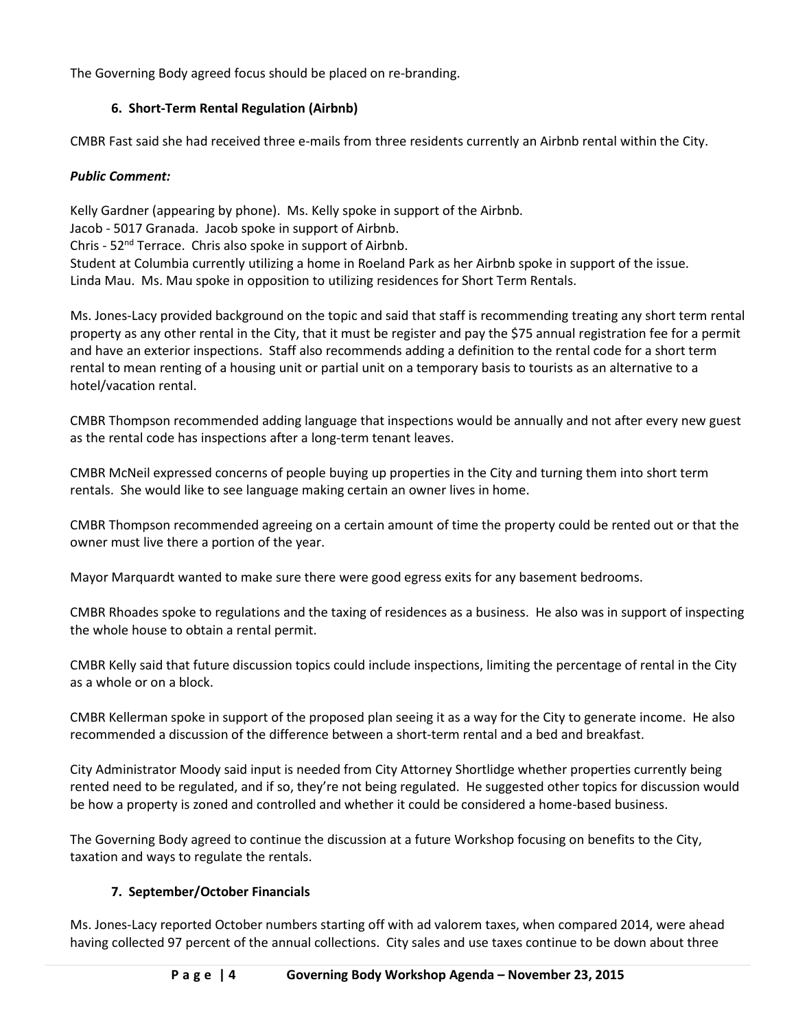The Governing Body agreed focus should be placed on re-branding.

### 6. Short-Term Rental Regulation (Airbnb)

CMBR Fast said she had received three e-mails from three residents currently an Airbnb rental within the City.

***Public Comment:***

Kelly Gardner (appearing by phone). Ms. Kelly spoke in support of the Airbnb.
Jacob - 5017 Granada. Jacob spoke in support of Airbnb.
Chris - 52nd Terrace. Chris also spoke in support of Airbnb.
Student at Columbia currently utilizing a home in Roeland Park as her Airbnb spoke in support of the issue.
Linda Mau. Ms. Mau spoke in opposition to utilizing residences for Short Term Rentals.

Ms. Jones-Lacy provided background on the topic and said that staff is recommending treating any short term rental property as any other rental in the City, that it must be register and pay the $75 annual registration fee for a permit and have an exterior inspections. Staff also recommends adding a definition to the rental code for a short term rental to mean renting of a housing unit or partial unit on a temporary basis to tourists as an alternative to a hotel/vacation rental.

CMBR Thompson recommended adding language that inspections would be annually and not after every new guest as the rental code has inspections after a long-term tenant leaves.

CMBR McNeil expressed concerns of people buying up properties in the City and turning them into short term rentals. She would like to see language making certain an owner lives in home.

CMBR Thompson recommended agreeing on a certain amount of time the property could be rented out or that the owner must live there a portion of the year.

Mayor Marquardt wanted to make sure there were good egress exits for any basement bedrooms.

CMBR Rhoades spoke to regulations and the taxing of residences as a business. He also was in support of inspecting the whole house to obtain a rental permit.

CMBR Kelly said that future discussion topics could include inspections, limiting the percentage of rental in the City as a whole or on a block.

CMBR Kellerman spoke in support of the proposed plan seeing it as a way for the City to generate income. He also recommended a discussion of the difference between a short-term rental and a bed and breakfast.

City Administrator Moody said input is needed from City Attorney Shortlidge whether properties currently being rented need to be regulated, and if so, they're not being regulated. He suggested other topics for discussion would be how a property is zoned and controlled and whether it could be considered a home-based business.

The Governing Body agreed to continue the discussion at a future Workshop focusing on benefits to the City, taxation and ways to regulate the rentals.

### 7. September/October Financials

Ms. Jones-Lacy reported October numbers starting off with ad valorem taxes, when compared 2014, were ahead having collected 97 percent of the annual collections. City sales and use taxes continue to be down about three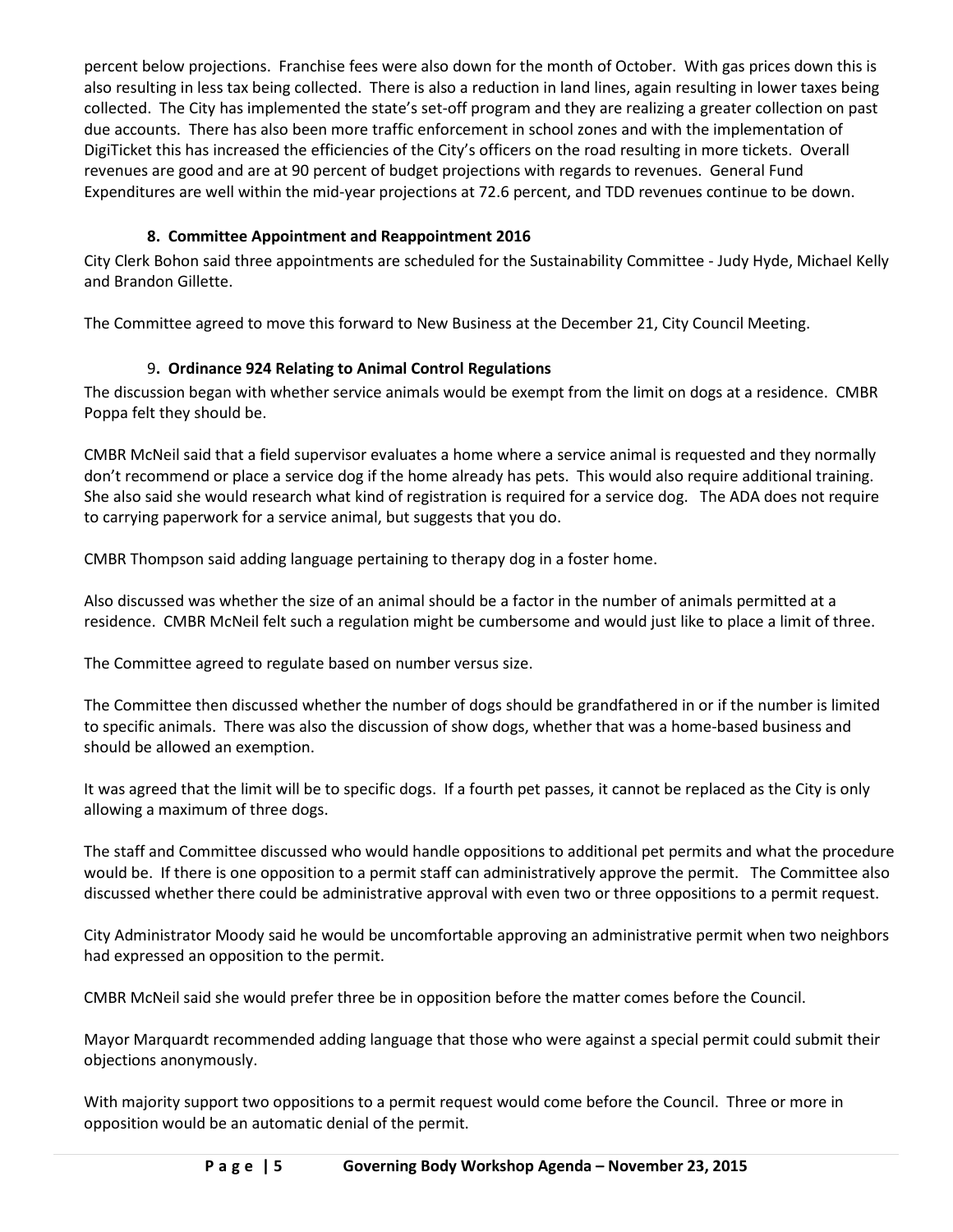percent below projections. Franchise fees were also down for the month of October. With gas prices down this is also resulting in less tax being collected. There is also a reduction in land lines, again resulting in lower taxes being collected. The City has implemented the state's set-off program and they are realizing a greater collection on past due accounts. There has also been more traffic enforcement in school zones and with the implementation of DigiTicket this has increased the efficiencies of the City's officers on the road resulting in more tickets. Overall revenues are good and are at 90 percent of budget projections with regards to revenues. General Fund Expenditures are well within the mid-year projections at 72.6 percent, and TDD revenues continue to be down.

### 8. Committee Appointment and Reappointment 2016

City Clerk Bohon said three appointments are scheduled for the Sustainability Committee - Judy Hyde, Michael Kelly and Brandon Gillette.

The Committee agreed to move this forward to New Business at the December 21, City Council Meeting.

### 9. Ordinance 924 Relating to Animal Control Regulations

The discussion began with whether service animals would be exempt from the limit on dogs at a residence. CMBR Poppa felt they should be.

CMBR McNeil said that a field supervisor evaluates a home where a service animal is requested and they normally don't recommend or place a service dog if the home already has pets. This would also require additional training. She also said she would research what kind of registration is required for a service dog. The ADA does not require to carrying paperwork for a service animal, but suggests that you do.

CMBR Thompson said adding language pertaining to therapy dog in a foster home.

Also discussed was whether the size of an animal should be a factor in the number of animals permitted at a residence. CMBR McNeil felt such a regulation might be cumbersome and would just like to place a limit of three.

The Committee agreed to regulate based on number versus size.

The Committee then discussed whether the number of dogs should be grandfathered in or if the number is limited to specific animals. There was also the discussion of show dogs, whether that was a home-based business and should be allowed an exemption.

It was agreed that the limit will be to specific dogs. If a fourth pet passes, it cannot be replaced as the City is only allowing a maximum of three dogs.

The staff and Committee discussed who would handle oppositions to additional pet permits and what the procedure would be. If there is one opposition to a permit staff can administratively approve the permit. The Committee also discussed whether there could be administrative approval with even two or three oppositions to a permit request.

City Administrator Moody said he would be uncomfortable approving an administrative permit when two neighbors had expressed an opposition to the permit.

CMBR McNeil said she would prefer three be in opposition before the matter comes before the Council.

Mayor Marquardt recommended adding language that those who were against a special permit could submit their objections anonymously.

With majority support two oppositions to a permit request would come before the Council. Three or more in opposition would be an automatic denial of the permit.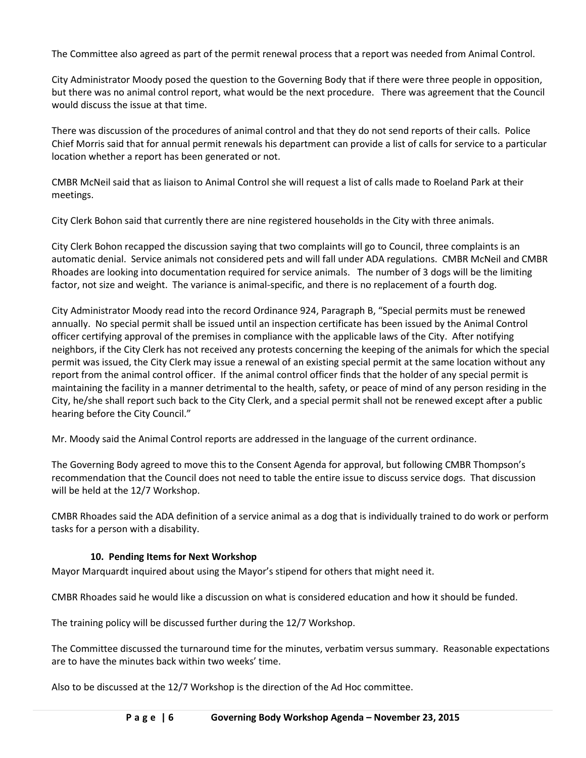The Committee also agreed as part of the permit renewal process that a report was needed from Animal Control.

City Administrator Moody posed the question to the Governing Body that if there were three people in opposition, but there was no animal control report, what would be the next procedure. There was agreement that the Council would discuss the issue at that time.

There was discussion of the procedures of animal control and that they do not send reports of their calls. Police Chief Morris said that for annual permit renewals his department can provide a list of calls for service to a particular location whether a report has been generated or not.

CMBR McNeil said that as liaison to Animal Control she will request a list of calls made to Roeland Park at their meetings.

City Clerk Bohon said that currently there are nine registered households in the City with three animals.

City Clerk Bohon recapped the discussion saying that two complaints will go to Council, three complaints is an automatic denial. Service animals not considered pets and will fall under ADA regulations. CMBR McNeil and CMBR Rhoades are looking into documentation required for service animals. The number of 3 dogs will be the limiting factor, not size and weight. The variance is animal-specific, and there is no replacement of a fourth dog.

City Administrator Moody read into the record Ordinance 924, Paragraph B, "Special permits must be renewed annually. No special permit shall be issued until an inspection certificate has been issued by the Animal Control officer certifying approval of the premises in compliance with the applicable laws of the City. After notifying neighbors, if the City Clerk has not received any protests concerning the keeping of the animals for which the special permit was issued, the City Clerk may issue a renewal of an existing special permit at the same location without any report from the animal control officer. If the animal control officer finds that the holder of any special permit is maintaining the facility in a manner detrimental to the health, safety, or peace of mind of any person residing in the City, he/she shall report such back to the City Clerk, and a special permit shall not be renewed except after a public hearing before the City Council."

Mr. Moody said the Animal Control reports are addressed in the language of the current ordinance.

The Governing Body agreed to move this to the Consent Agenda for approval, but following CMBR Thompson's recommendation that the Council does not need to table the entire issue to discuss service dogs. That discussion will be held at the 12/7 Workshop.

CMBR Rhoades said the ADA definition of a service animal as a dog that is individually trained to do work or perform tasks for a person with a disability.

**10. Pending Items for Next Workshop**

Mayor Marquardt inquired about using the Mayor's stipend for others that might need it.

CMBR Rhoades said he would like a discussion on what is considered education and how it should be funded.

The training policy will be discussed further during the 12/7 Workshop.

The Committee discussed the turnaround time for the minutes, verbatim versus summary. Reasonable expectations are to have the minutes back within two weeks' time.

Also to be discussed at the 12/7 Workshop is the direction of the Ad Hoc committee.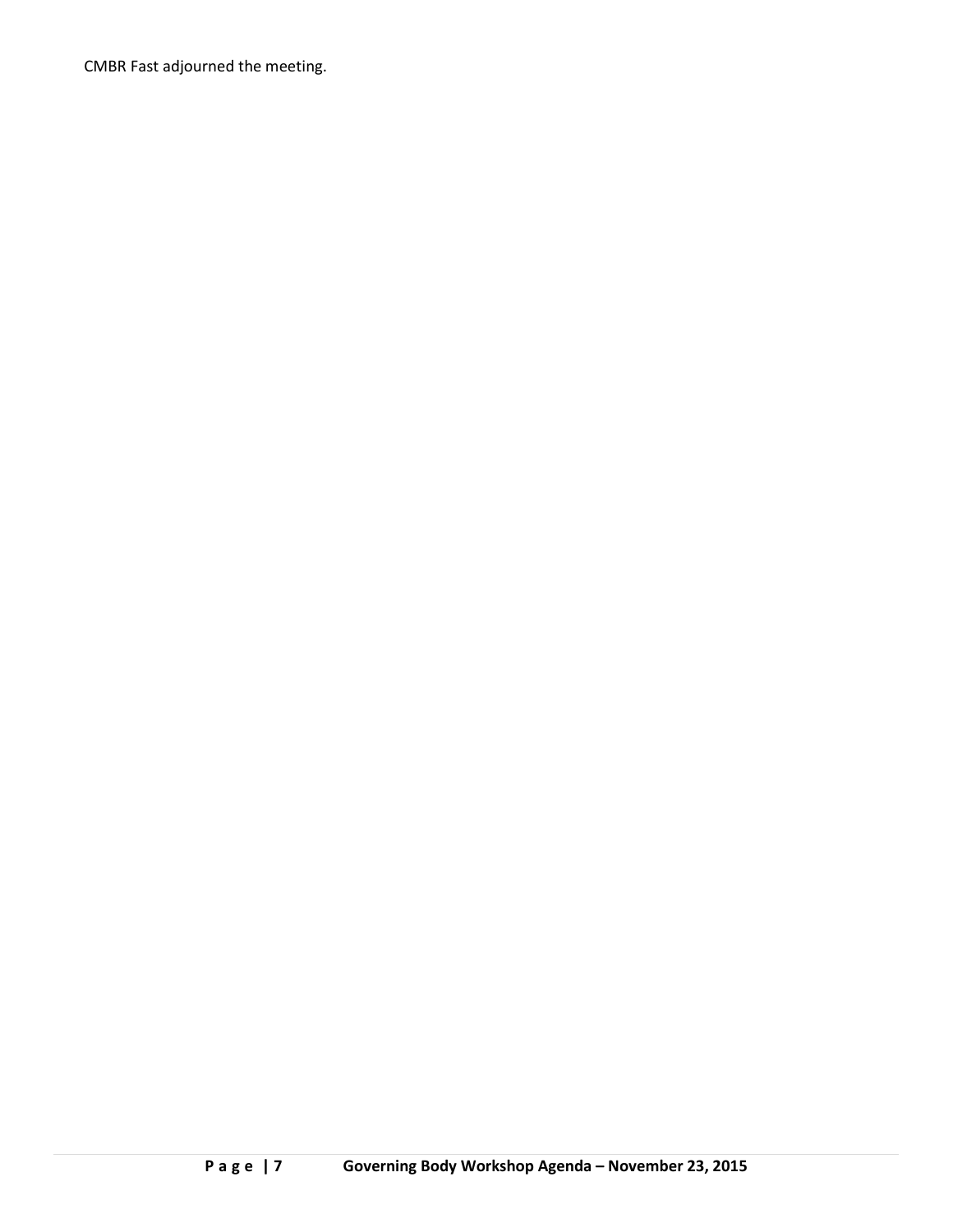CMBR Fast adjourned the meeting.